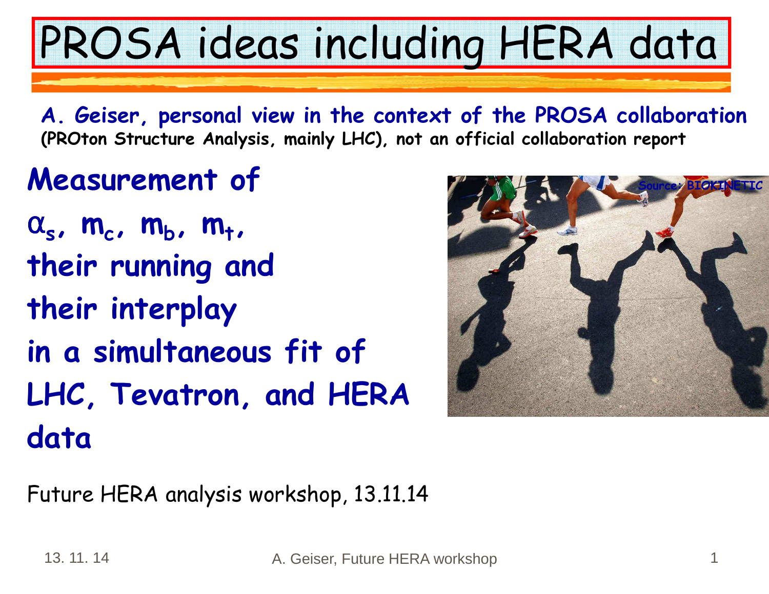# PROSA ideas including HERA data

**A. Geiser, personal view in the context of the PROSA collaboration**
**(PROton Structure Analysis, mainly LHC), not an official collaboration report**

**Measurement of**
**$\alpha_s$, $m_c$, $m_b$, $m_t$,**
**their running and**
**their interplay**
**in a simultaneous fit of**
**LHC, Tevatron, and HERA data**

Future HERA analysis workshop, 13.11.14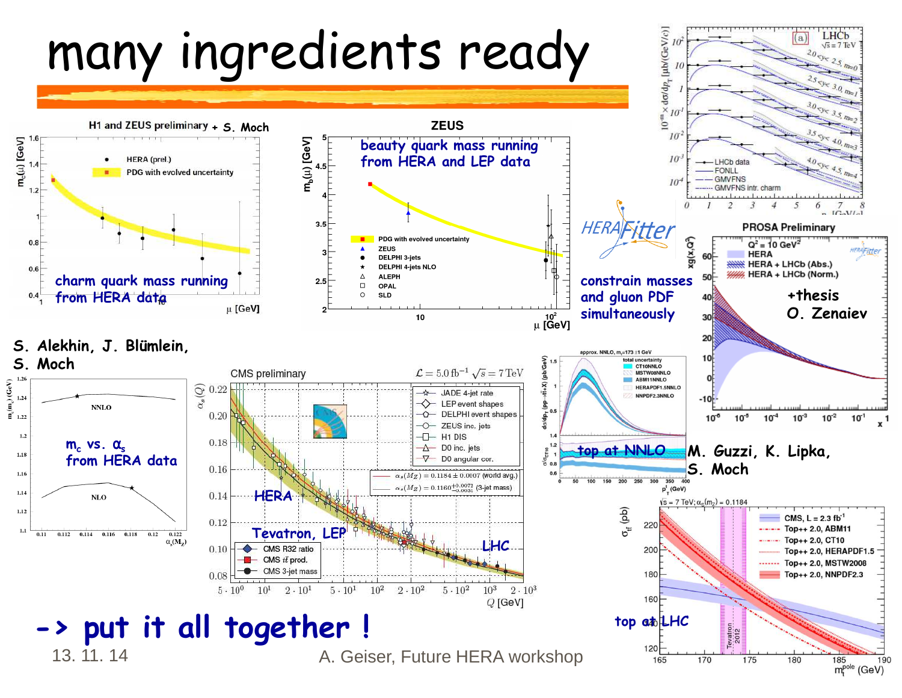# many ingredients ready

H1 and ZEUS preliminary + S. Moch

charm quark mass running from HERA data

ZEUS

beauty quark mass running from HERA and LEP data

HERAFitter

constrain masses and gluon PDF simultaneously

+thesis O. Zenaiev

S. Alekhin, J. Blümlein, S. Moch

$m_c$ vs. $\alpha_s$ from HERA data

HERA

Tevatron, LEP

LHC

top at NNLO

M. Guzzi, K. Lipka, S. Moch

top at LHC

-> put it all together !

13. 11. 14

A. Geiser, Future HERA workshop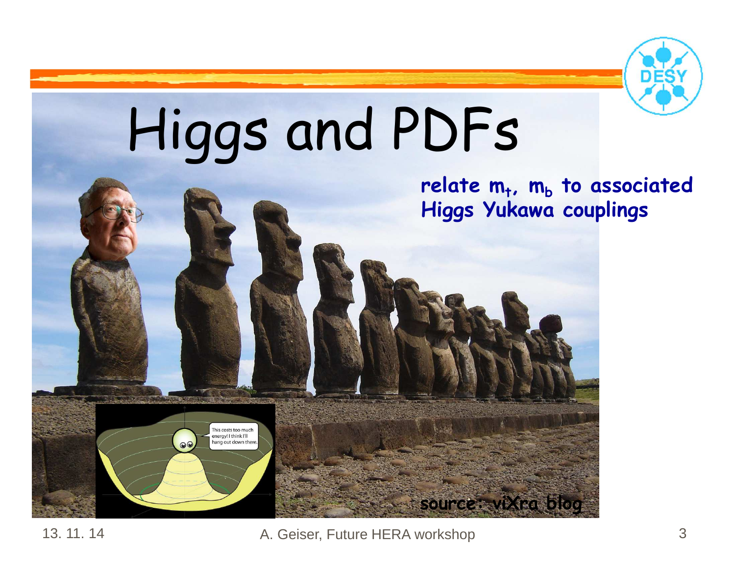# Higgs and PDFs

**relate $m_t$, $m_b$ to associated Higgs Yukawa couplings**

source: viXra blog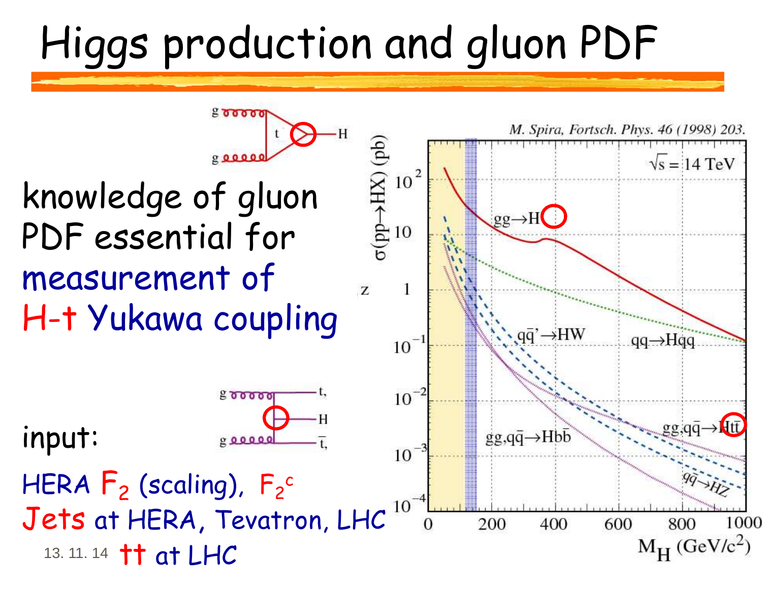# Higgs production and gluon PDF

knowledge of gluon PDF essential for measurement of H-t Yukawa coupling

input:

HERA $F_2$ (scaling), $F_2^c$

Jets at HERA, Tevatron, LHC

$t\bar{t}$ at LHC

M. Spira, Fortsch. Phys. 46 (1998) 203.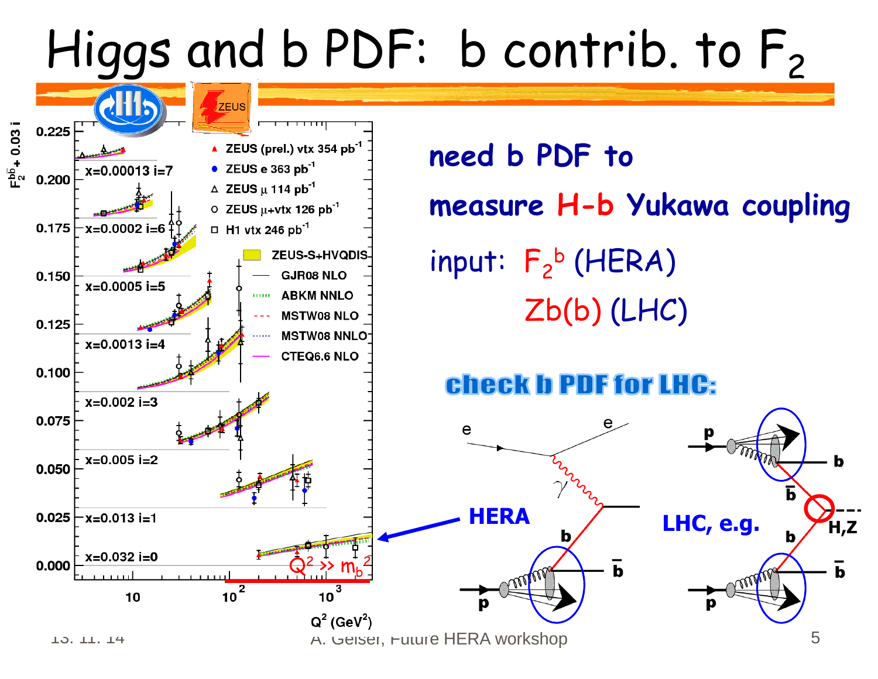# Higgs and b PDF: b contrib. to $F_2$

**need b PDF to**

**measure H-b Yukawa coupling**

input: $F_2^b$ (HERA)

$Zb(b)$ (LHC)

**check b PDF for LHC:**

**HERA**

**LHC, e.g.**

$Q^2 \gg m_b^2$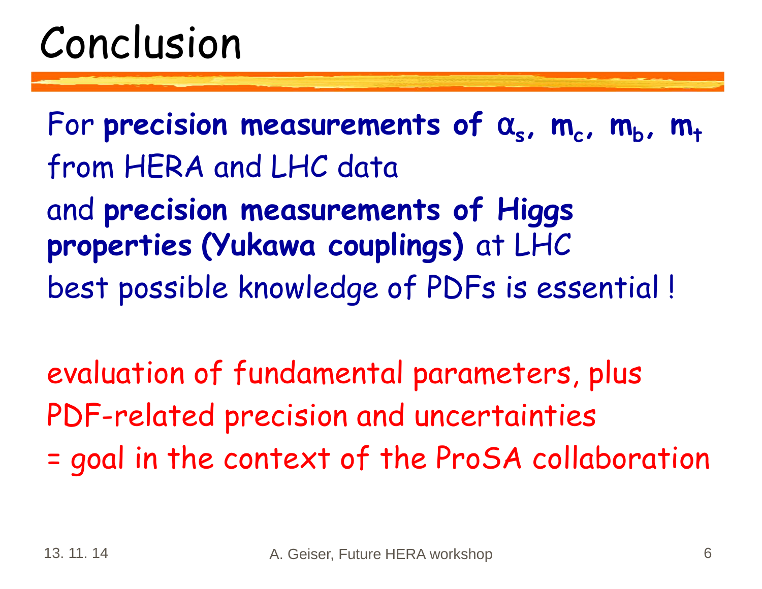# Conclusion

For **precision measurements of $\alpha_s$, $m_c$, $m_b$, $m_t$** from HERA and LHC data

and **precision measurements of Higgs properties (Yukawa couplings)** at LHC

best possible knowledge of PDFs is essential !

evaluation of fundamental parameters, plus
PDF-related precision and uncertainties
= goal in the context of the ProSA collaboration